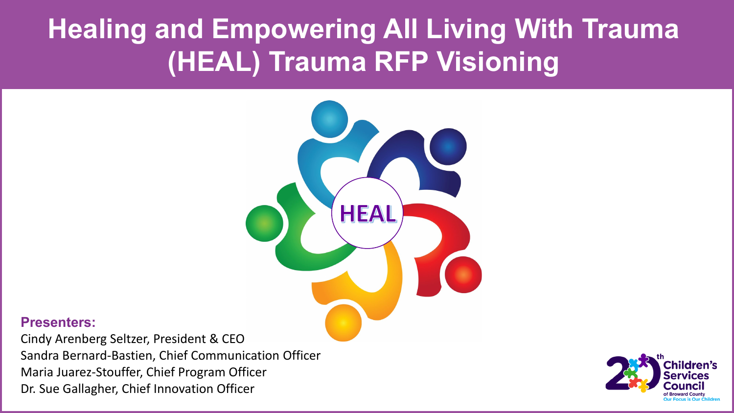# Healing and Empowering All Living With Trauma (HEAL) Trauma RFP Visioning

HEAL

**Presenters:**

Cindy Arenberg Seltzer, President & CEO
Sandra Bernard-Bastien, Chief Communication Officer
Maria Juarez-Stouffer, Chief Program Officer
Dr. Sue Gallagher, Chief Innovation Officer

20th Children's Services Council of Broward County
Our Focus is Our Children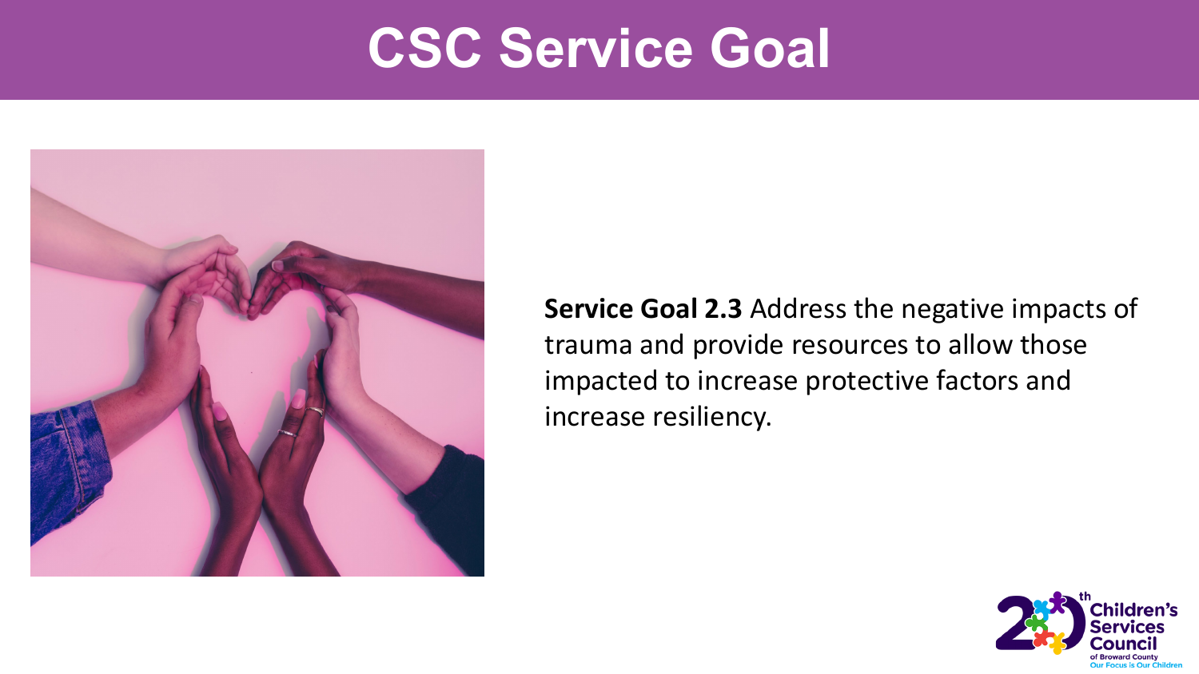# CSC Service Goal

**Service Goal 2.3** Address the negative impacts of trauma and provide resources to allow those impacted to increase protective factors and increase resiliency.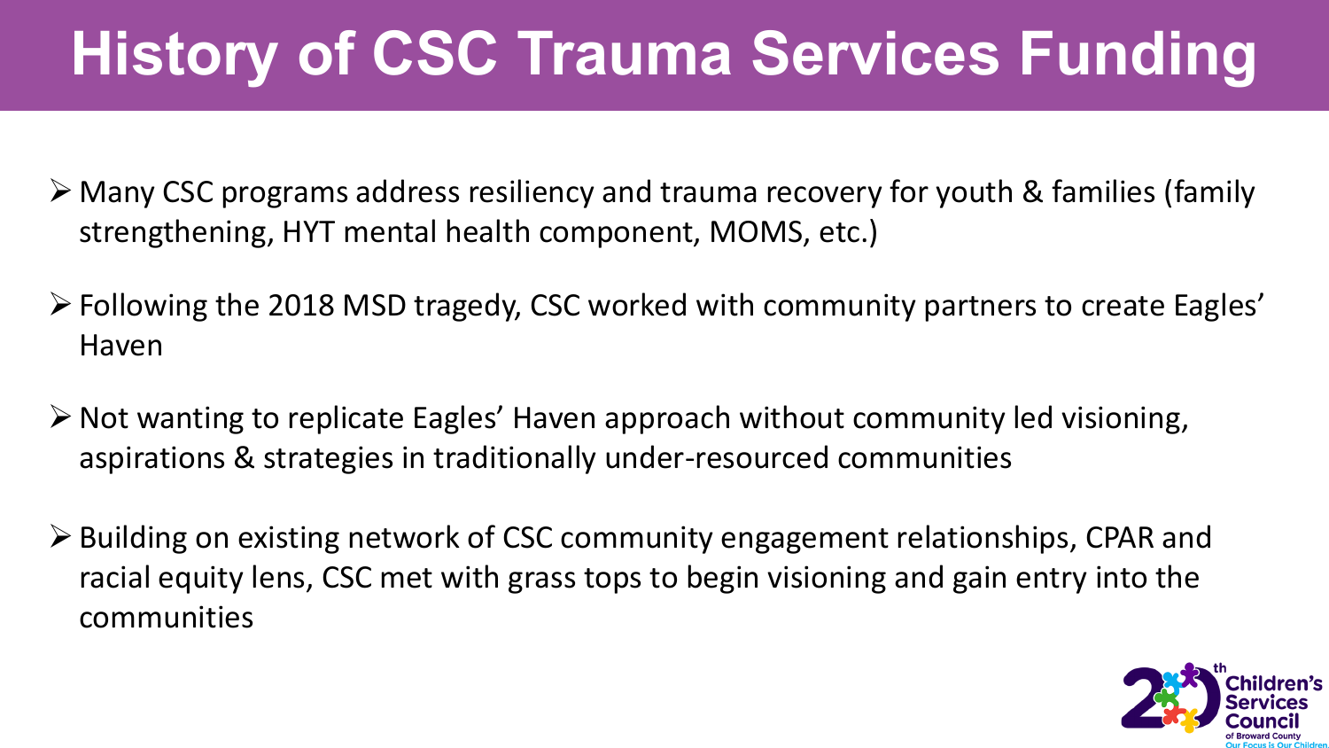# History of CSC Trauma Services Funding

- Many CSC programs address resiliency and trauma recovery for youth & families (family strengthening, HYT mental health component, MOMS, etc.)
- Following the 2018 MSD tragedy, CSC worked with community partners to create Eagles' Haven
- Not wanting to replicate Eagles' Haven approach without community led visioning, aspirations & strategies in traditionally under-resourced communities
- Building on existing network of CSC community engagement relationships, CPAR and racial equity lens, CSC met with grass tops to begin visioning and gain entry into the communities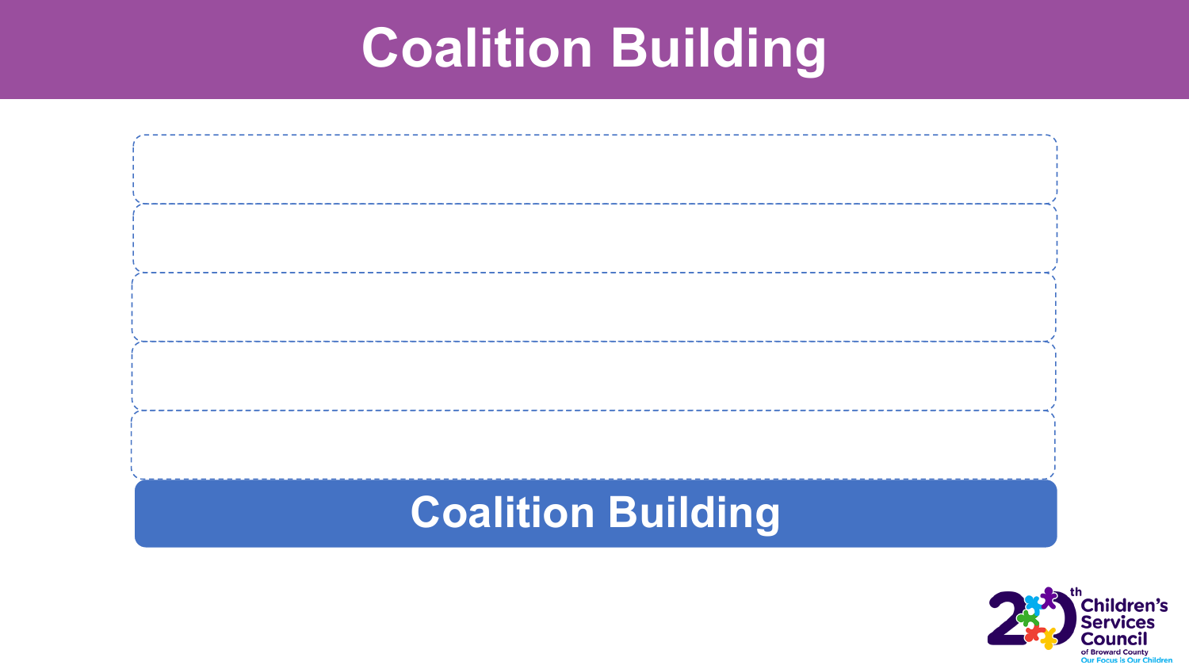# Coalition Building

Coalition Building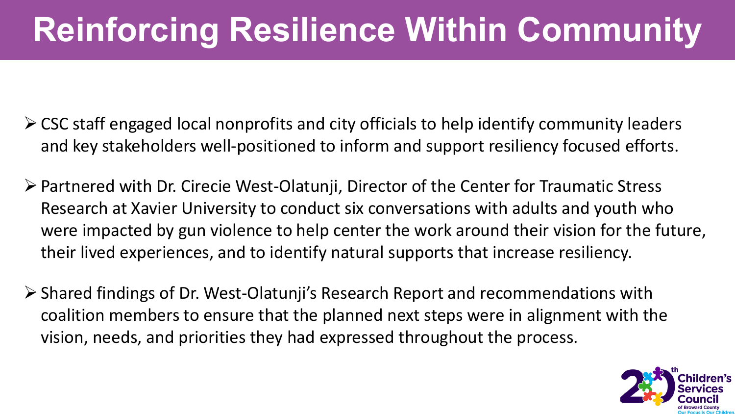# Reinforcing Resilience Within Community

- CSC staff engaged local nonprofits and city officials to help identify community leaders and key stakeholders well-positioned to inform and support resiliency focused efforts.
- Partnered with Dr. Cirecie West-Olatunji, Director of the Center for Traumatic Stress Research at Xavier University to conduct six conversations with adults and youth who were impacted by gun violence to help center the work around their vision for the future, their lived experiences, and to identify natural supports that increase resiliency.
- Shared findings of Dr. West-Olatunji's Research Report and recommendations with coalition members to ensure that the planned next steps were in alignment with the vision, needs, and priorities they had expressed throughout the process.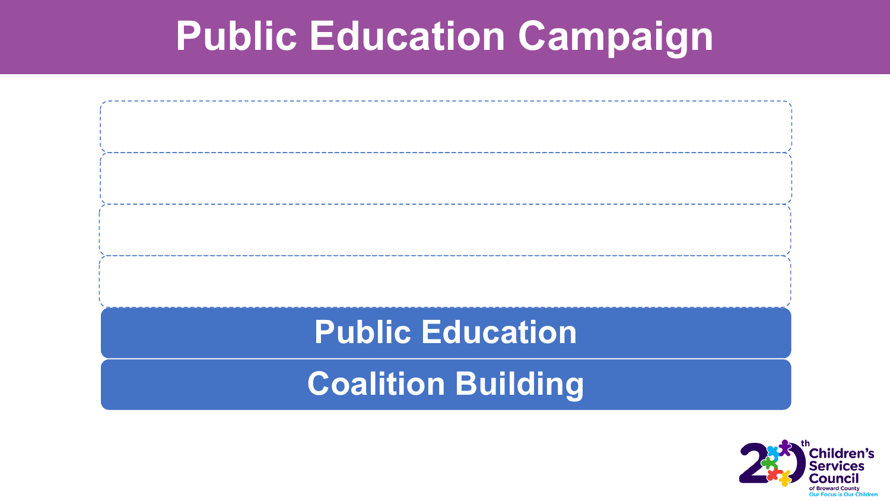# Public Education Campaign

Public Education

Coalition Building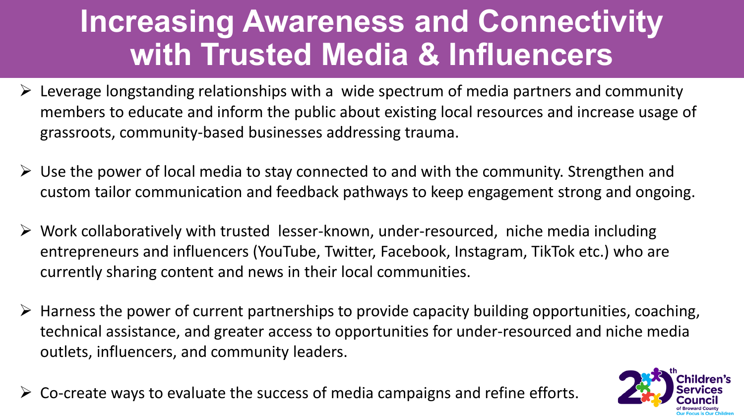# Increasing Awareness and Connectivity with Trusted Media & Influencers

- Leverage longstanding relationships with a wide spectrum of media partners and community members to educate and inform the public about existing local resources and increase usage of grassroots, community-based businesses addressing trauma.
- Use the power of local media to stay connected to and with the community. Strengthen and custom tailor communication and feedback pathways to keep engagement strong and ongoing.
- Work collaboratively with trusted lesser-known, under-resourced, niche media including entrepreneurs and influencers (YouTube, Twitter, Facebook, Instagram, TikTok etc.) who are currently sharing content and news in their local communities.
- Harness the power of current partnerships to provide capacity building opportunities, coaching, technical assistance, and greater access to opportunities for under-resourced and niche media outlets, influencers, and community leaders.
- Co-create ways to evaluate the success of media campaigns and refine efforts.

20th Children's Services Council of Broward County
Our Focus is Our Children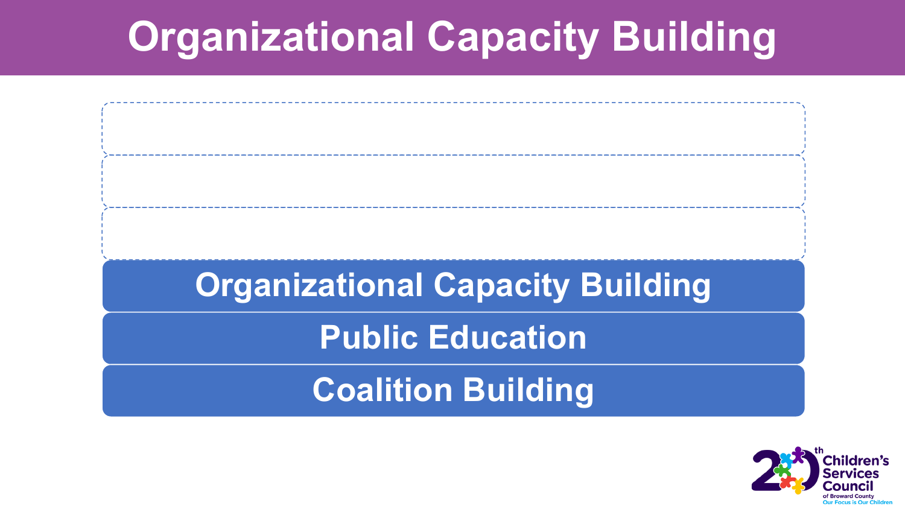# Organizational Capacity Building

- Organizational Capacity Building
- Public Education
- Coalition Building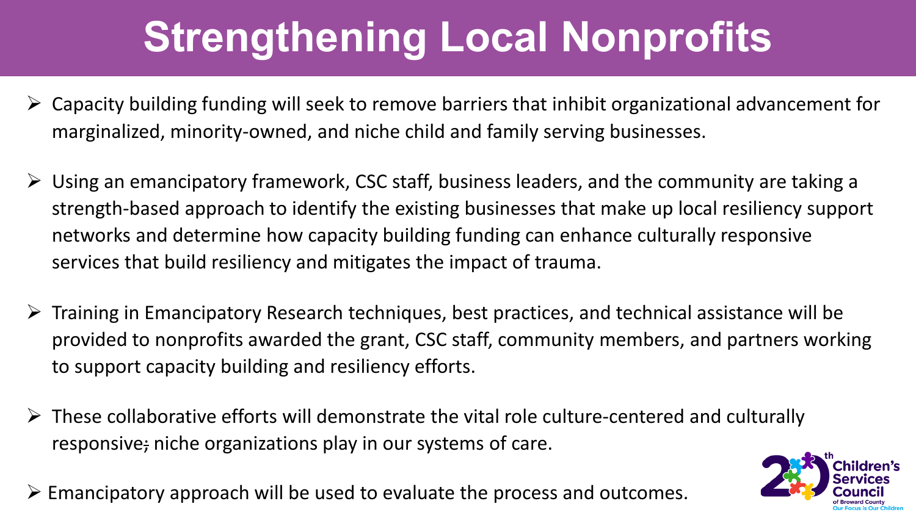# Strengthening Local Nonprofits

- Capacity building funding will seek to remove barriers that inhibit organizational advancement for marginalized, minority-owned, and niche child and family serving businesses.
- Using an emancipatory framework, CSC staff, business leaders, and the community are taking a strength-based approach to identify the existing businesses that make up local resiliency support networks and determine how capacity building funding can enhance culturally responsive services that build resiliency and mitigates the impact of trauma.
- Training in Emancipatory Research techniques, best practices, and technical assistance will be provided to nonprofits awarded the grant, CSC staff, community members, and partners working to support capacity building and resiliency efforts.
- These collaborative efforts will demonstrate the vital role culture-centered and culturally responsive~~,~~ niche organizations play in our systems of care.
- Emancipatory approach will be used to evaluate the process and outcomes.

20th Children's Services Council of Broward County
Our Focus is Our Children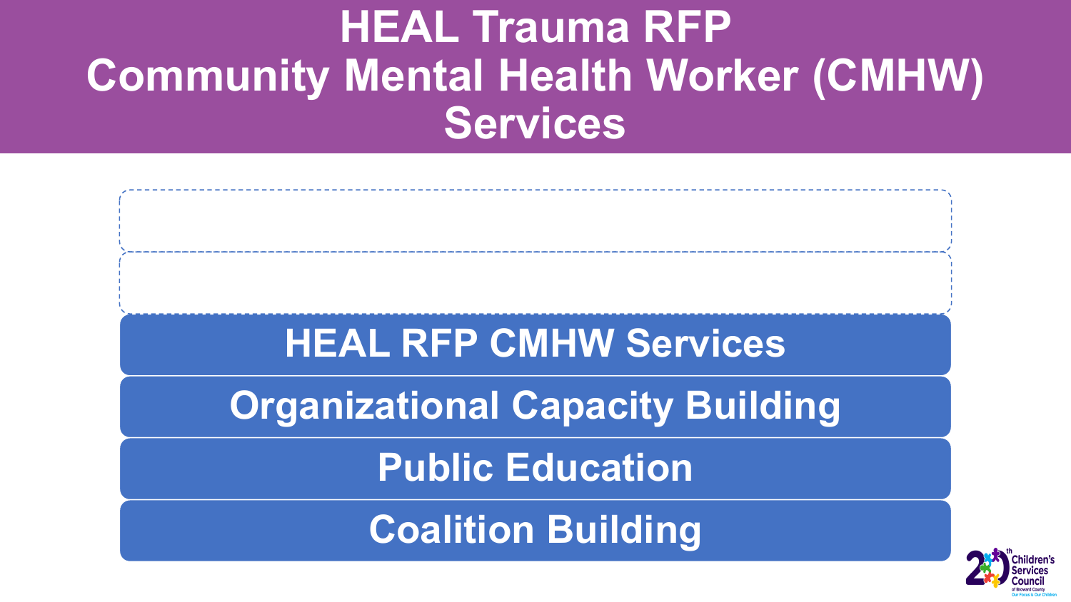# HEAL Trauma RFP Community Mental Health Worker (CMHW) Services

- HEAL RFP CMHW Services
- Organizational Capacity Building
- Public Education
- Coalition Building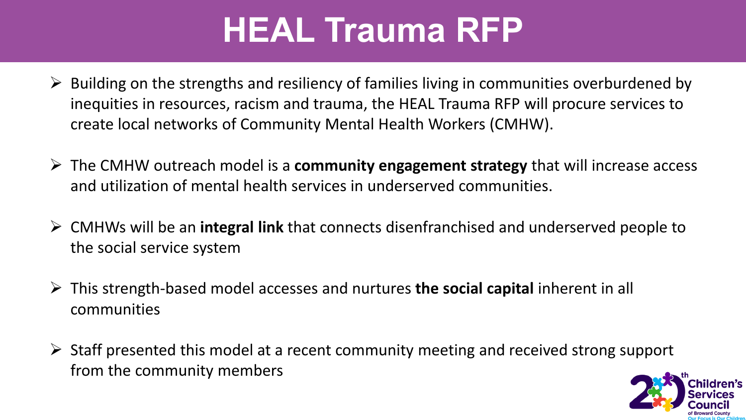# HEAL Trauma RFP

- Building on the strengths and resiliency of families living in communities overburdened by inequities in resources, racism and trauma, the HEAL Trauma RFP will procure services to create local networks of Community Mental Health Workers (CMHW).
- The CMHW outreach model is a **community engagement strategy** that will increase access and utilization of mental health services in underserved communities.
- CMHWs will be an **integral link** that connects disenfranchised and underserved people to the social service system
- This strength-based model accesses and nurtures **the social capital** inherent in all communities
- Staff presented this model at a recent community meeting and received strong support from the community members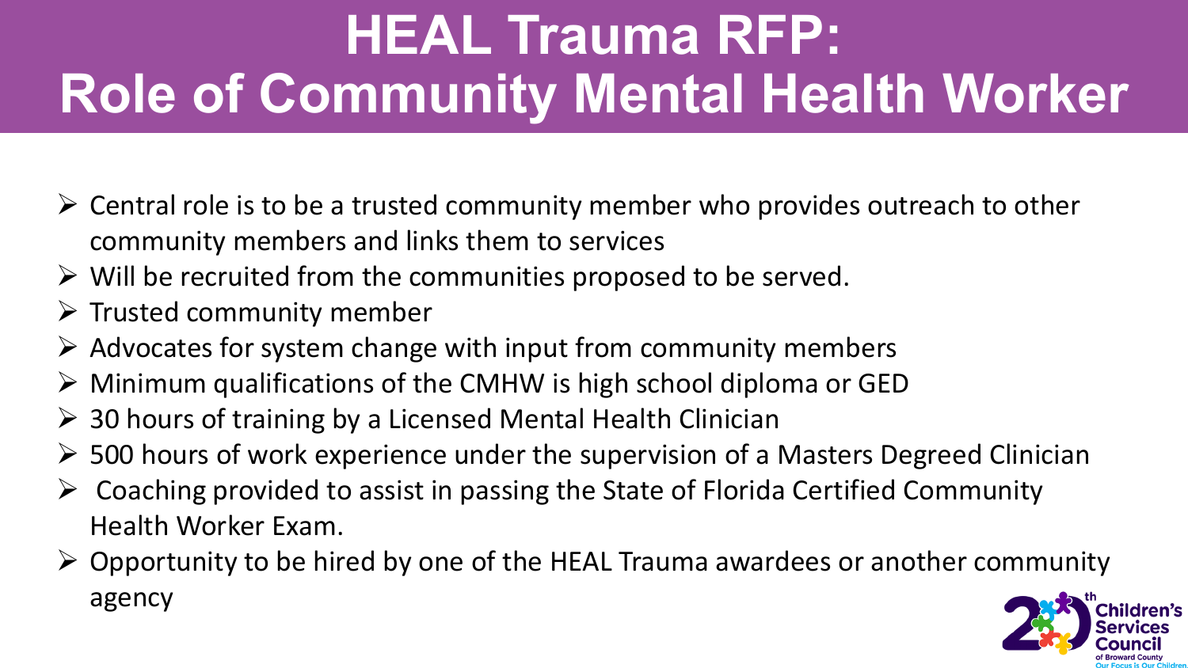# HEAL Trauma RFP: Role of Community Mental Health Worker

- Central role is to be a trusted community member who provides outreach to other community members and links them to services
- Will be recruited from the communities proposed to be served.
- Trusted community member
- Advocates for system change with input from community members
- Minimum qualifications of the CMHW is high school diploma or GED
- 30 hours of training by a Licensed Mental Health Clinician
- 500 hours of work experience under the supervision of a Masters Degreed Clinician
- Coaching provided to assist in passing the State of Florida Certified Community Health Worker Exam.
- Opportunity to be hired by one of the HEAL Trauma awardees or another community agency

20th Children's Services Council of Broward County
Our Focus is Our Children.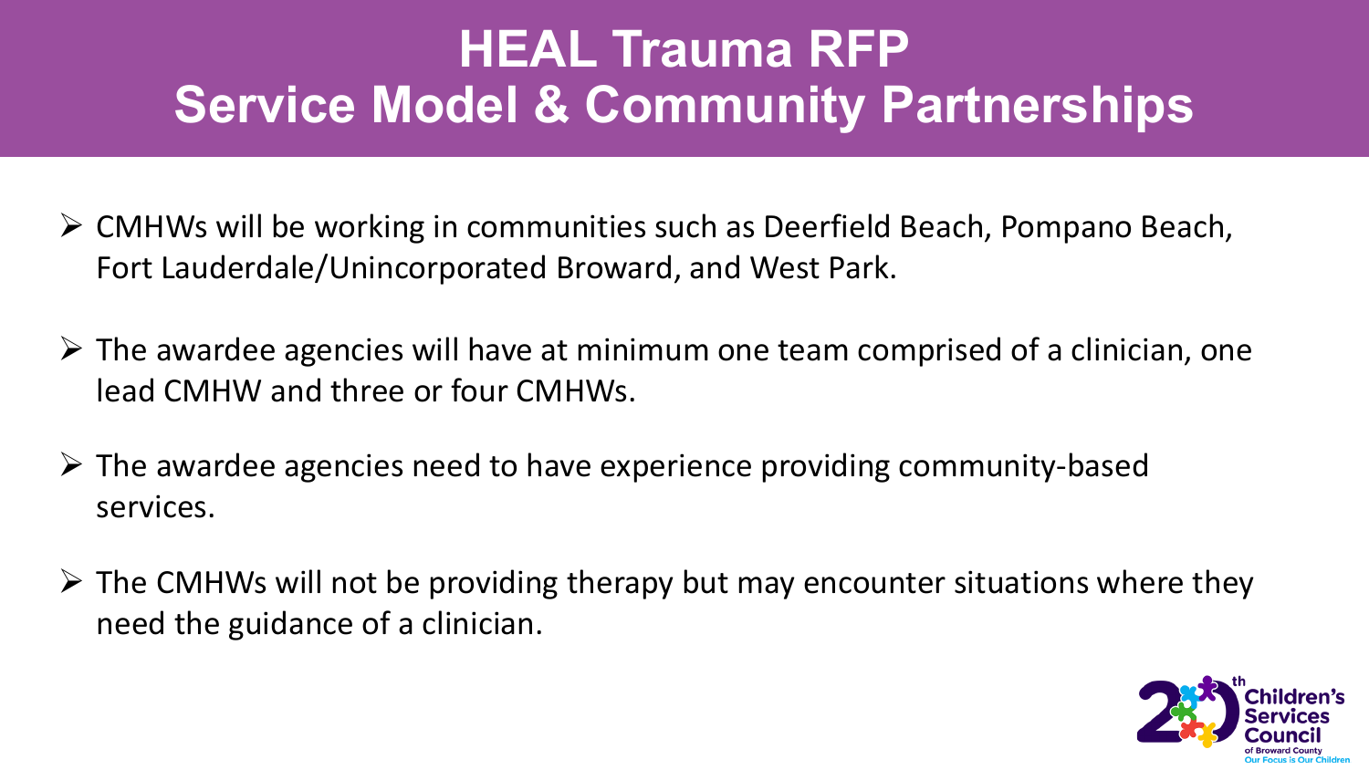# HEAL Trauma RFP
# Service Model & Community Partnerships

- CMHWs will be working in communities such as Deerfield Beach, Pompano Beach, Fort Lauderdale/Unincorporated Broward, and West Park.

- The awardee agencies will have at minimum one team comprised of a clinician, one lead CMHW and three or four CMHWs.

- The awardee agencies need to have experience providing community-based services.

- The CMHWs will not be providing therapy but may encounter situations where they need the guidance of a clinician.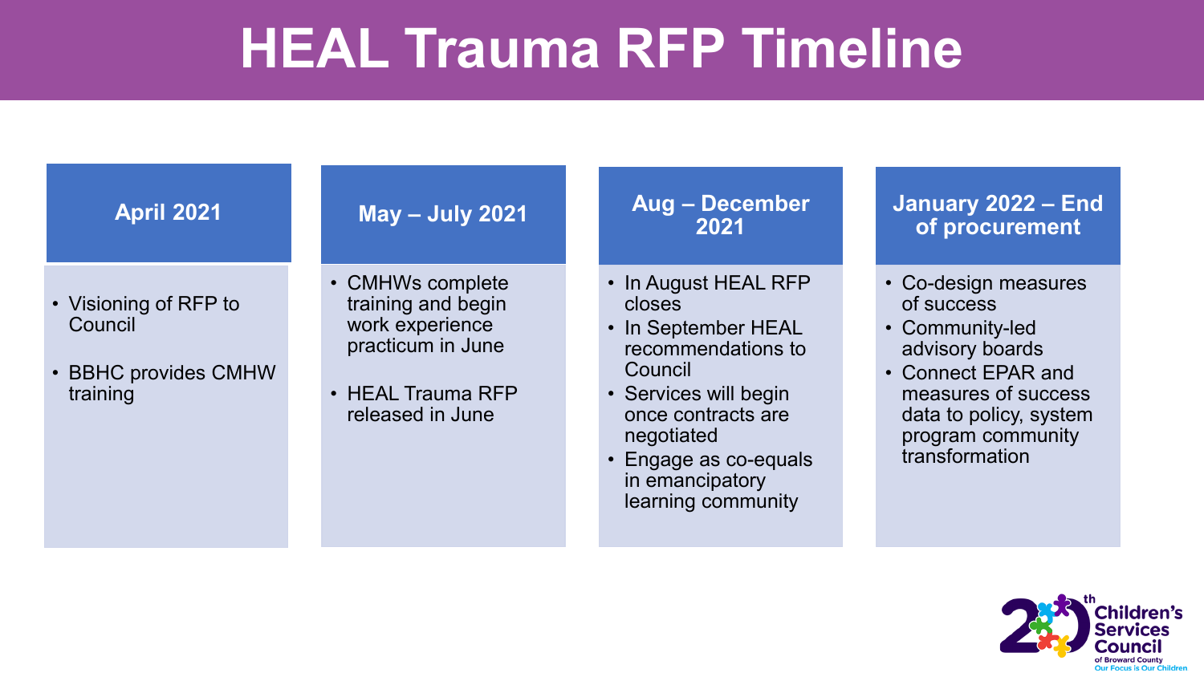# HEAL Trauma RFP Timeline

## April 2021

- Visioning of RFP to Council
- BBHC provides CMHW training

## May – July 2021

- CMHWs complete training and begin work experience practicum in June
- HEAL Trauma RFP released in June

## Aug – December 2021

- In August HEAL RFP closes
- In September HEAL recommendations to Council
- Services will begin once contracts are negotiated
- Engage as co-equals in emancipatory learning community

## January 2022 – End of procurement

- Co-design measures of success
- Community-led advisory boards
- Connect EPAR and measures of success data to policy, system program community transformation

20th Children's Services Council of Broward County
Our Focus is Our Children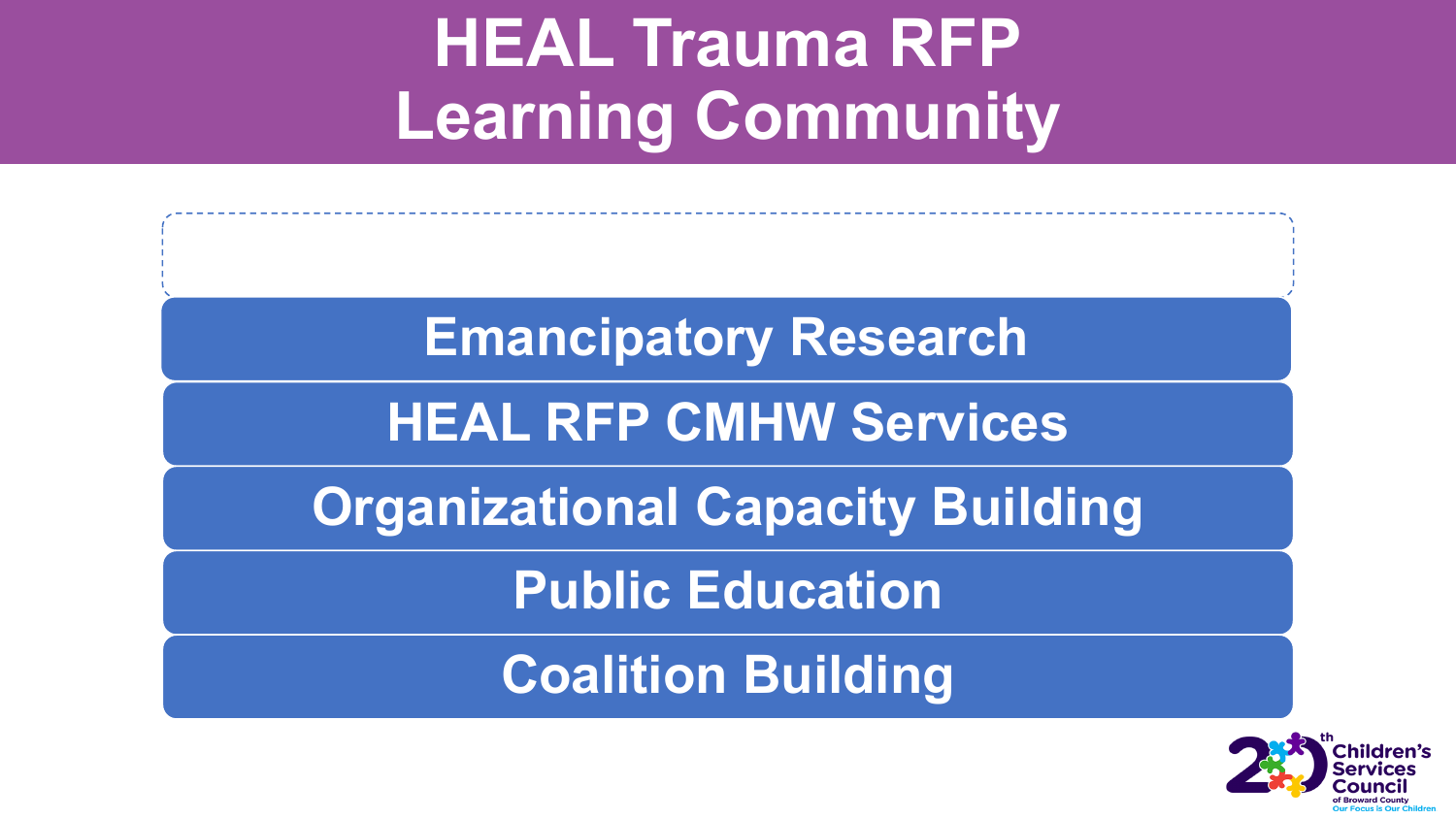# HEAL Trauma RFP Learning Community

- Emancipatory Research
- HEAL RFP CMHW Services
- Organizational Capacity Building
- Public Education
- Coalition Building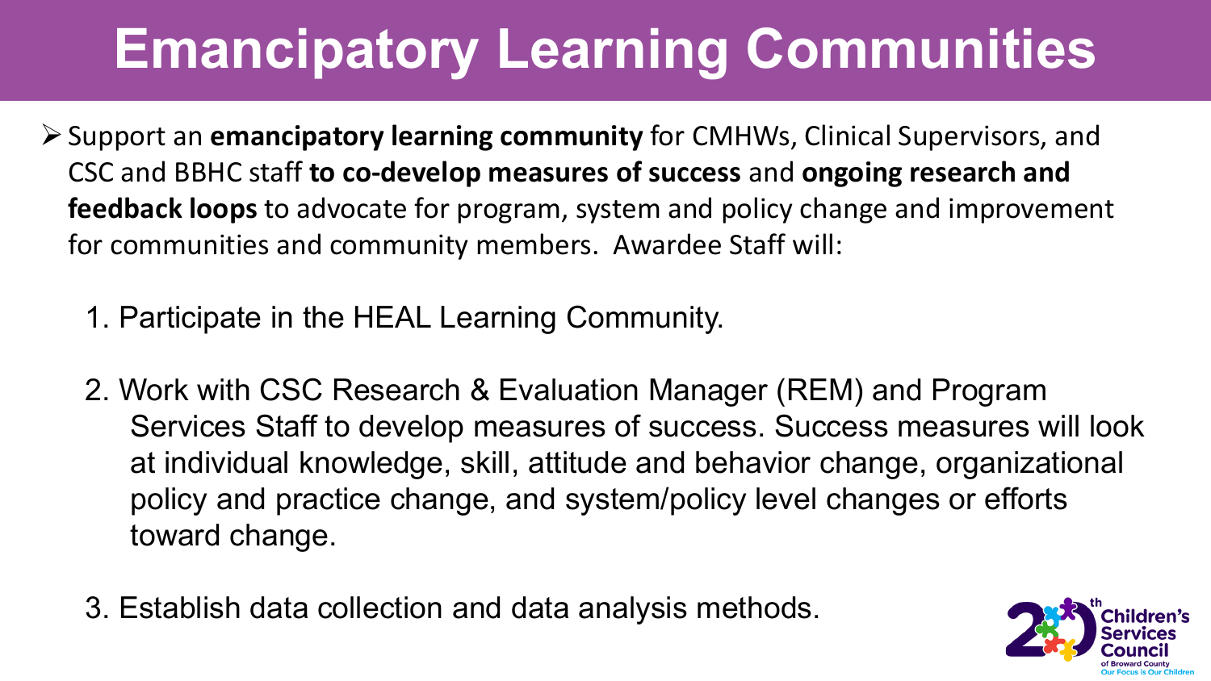# Emancipatory Learning Communities

- Support an **emancipatory learning community** for CMHWs, Clinical Supervisors, and CSC and BBHC staff **to co-develop measures of success** and **ongoing research and feedback loops** to advocate for program, system and policy change and improvement for communities and community members. Awardee Staff will:

  1. Participate in the HEAL Learning Community.
  2. Work with CSC Research & Evaluation Manager (REM) and Program Services Staff to develop measures of success. Success measures will look at individual knowledge, skill, attitude and behavior change, organizational policy and practice change, and system/policy level changes or efforts toward change.
  3. Establish data collection and data analysis methods.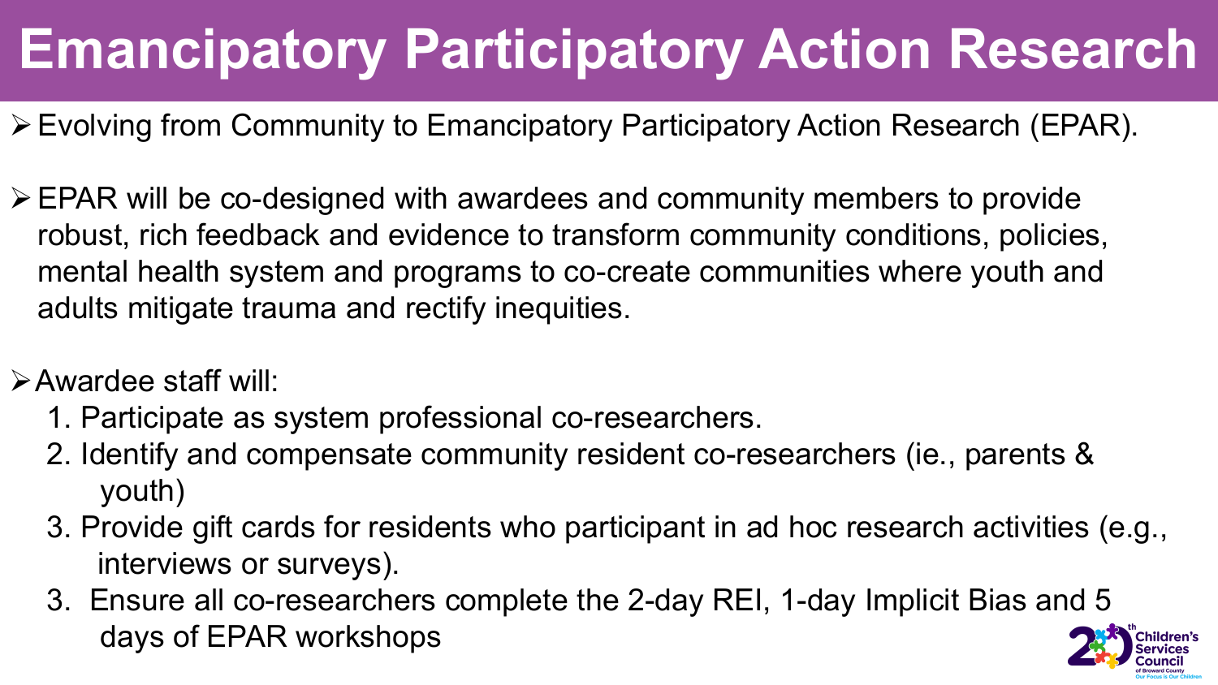# Emancipatory Participatory Action Research

- Evolving from Community to Emancipatory Participatory Action Research (EPAR).

- EPAR will be co-designed with awardees and community members to provide robust, rich feedback and evidence to transform community conditions, policies, mental health system and programs to co-create communities where youth and adults mitigate trauma and rectify inequities.

- Awardee staff will:
  1. Participate as system professional co-researchers.
  2. Identify and compensate community resident co-researchers (ie., parents & youth)
  3. Provide gift cards for residents who participant in ad hoc research activities (e.g., interviews or surveys).
  3. Ensure all co-researchers complete the 2-day REI, 1-day Implicit Bias and 5 days of EPAR workshops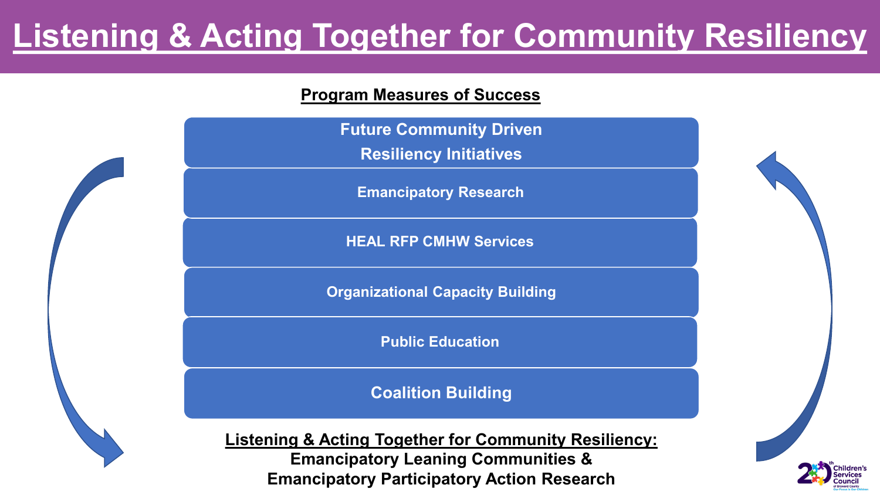# Listening & Acting Together for Community Resiliency

**Program Measures of Success**

- Future Community Driven Resiliency Initiatives
- Emancipatory Research
- HEAL RFP CMHW Services
- Organizational Capacity Building
- Public Education
- Coalition Building

**Listening & Acting Together for Community Resiliency:**
**Emancipatory Leaning Communities &**
**Emancipatory Participatory Action Research**